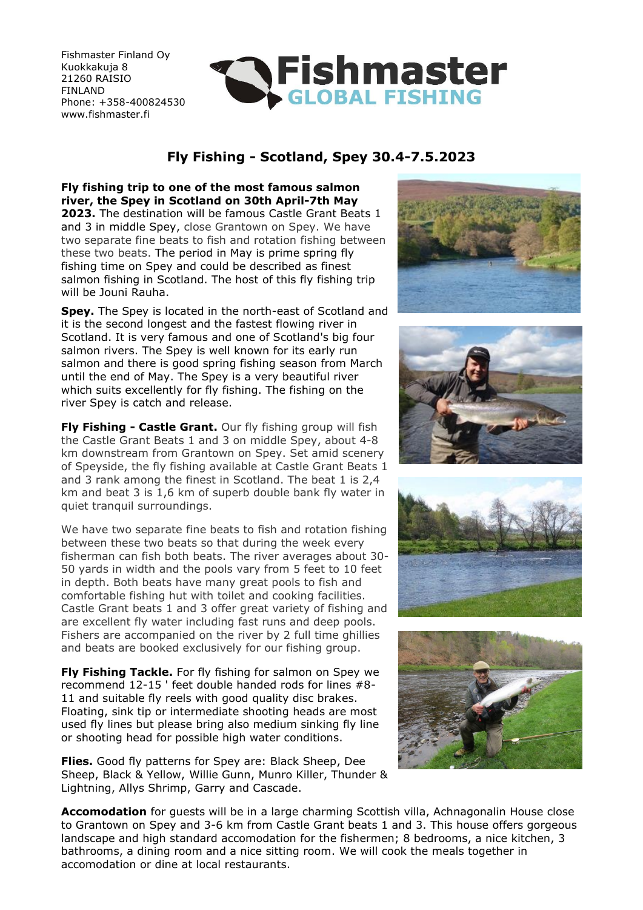Fishmaster Finland Oy
Kuokkakuja 8
21260 RAISIO
FINLAND
Phone: +358-400824530
www.fishmaster.fi

# Fly Fishing - Scotland, Spey 30.4-7.5.2023

**Fly fishing trip to one of the most famous salmon river, the Spey in Scotland on 30th April-7th May 2023.** The destination will be famous Castle Grant Beats 1 and 3 in middle Spey, close Grantown on Spey. We have two separate fine beats to fish and rotation fishing between these two beats. The period in May is prime spring fly fishing time on Spey and could be described as finest salmon fishing in Scotland. The host of this fly fishing trip will be Jouni Rauha.

**Spey.** The Spey is located in the north-east of Scotland and it is the second longest and the fastest flowing river in Scotland. It is very famous and one of Scotland's big four salmon rivers. The Spey is well known for its early run salmon and there is good spring fishing season from March until the end of May. The Spey is a very beautiful river which suits excellently for fly fishing. The fishing on the river Spey is catch and release.

**Fly Fishing - Castle Grant.** Our fly fishing group will fish the Castle Grant Beats 1 and 3 on middle Spey, about 4-8 km downstream from Grantown on Spey. Set amid scenery of Speyside, the fly fishing available at Castle Grant Beats 1 and 3 rank among the finest in Scotland. The beat 1 is 2,4 km and beat 3 is 1,6 km of superb double bank fly water in quiet tranquil surroundings.

We have two separate fine beats to fish and rotation fishing between these two beats so that during the week every fisherman can fish both beats. The river averages about 30-50 yards in width and the pools vary from 5 feet to 10 feet in depth. Both beats have many great pools to fish and comfortable fishing hut with toilet and cooking facilities. Castle Grant beats 1 and 3 offer great variety of fishing and are excellent fly water including fast runs and deep pools. Fishers are accompanied on the river by 2 full time ghillies and beats are booked exclusively for our fishing group.

**Fly Fishing Tackle.** For fly fishing for salmon on Spey we recommend 12-15 ' feet double handed rods for lines #8-11 and suitable fly reels with good quality disc brakes. Floating, sink tip or intermediate shooting heads are most used fly lines but please bring also medium sinking fly line or shooting head for possible high water conditions.

**Flies.** Good fly patterns for Spey are: Black Sheep, Dee Sheep, Black & Yellow, Willie Gunn, Munro Killer, Thunder & Lightning, Allys Shrimp, Garry and Cascade.

**Accomodation** for guests will be in a large charming Scottish villa, Achnagonalin House close to Grantown on Spey and 3-6 km from Castle Grant beats 1 and 3. This house offers gorgeous landscape and high standard accomodation for the fishermen; 8 bedrooms, a nice kitchen, 3 bathrooms, a dining room and a nice sitting room. We will cook the meals together in accomodation or dine at local restaurants.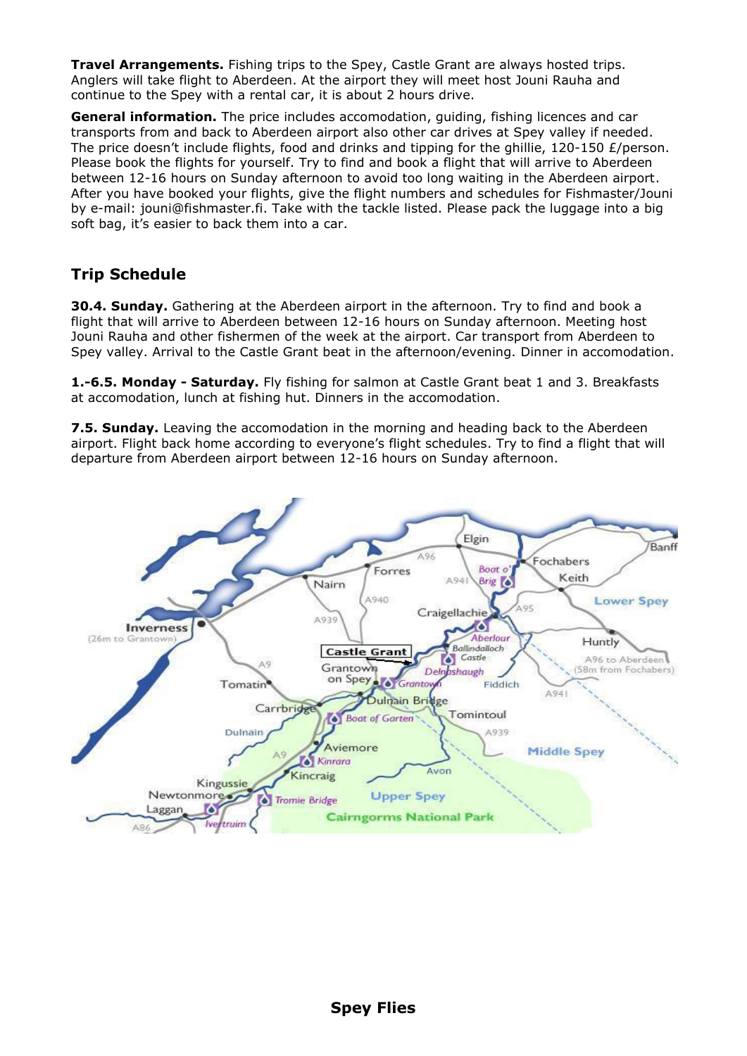**Travel Arrangements.** Fishing trips to the Spey, Castle Grant are always hosted trips. Anglers will take flight to Aberdeen. At the airport they will meet host Jouni Rauha and continue to the Spey with a rental car, it is about 2 hours drive.

**General information.** The price includes accomodation, guiding, fishing licences and car transports from and back to Aberdeen airport also other car drives at Spey valley if needed. The price doesn't include flights, food and drinks and tipping for the ghillie, 120-150 £/person. Please book the flights for yourself. Try to find and book a flight that will arrive to Aberdeen between 12-16 hours on Sunday afternoon to avoid too long waiting in the Aberdeen airport. After you have booked your flights, give the flight numbers and schedules for Fishmaster/Jouni by e-mail: jouni@fishmaster.fi. Take with the tackle listed. Please pack the luggage into a big soft bag, it's easier to back them into a car.

## Trip Schedule

**30.4. Sunday.** Gathering at the Aberdeen airport in the afternoon. Try to find and book a flight that will arrive to Aberdeen between 12-16 hours on Sunday afternoon. Meeting host Jouni Rauha and other fishermen of the week at the airport. Car transport from Aberdeen to Spey valley. Arrival to the Castle Grant beat in the afternoon/evening. Dinner in accomodation.

**1.-6.5. Monday - Saturday.** Fly fishing for salmon at Castle Grant beat 1 and 3. Breakfasts at accomodation, lunch at fishing hut. Dinners in the accomodation.

**7.5. Sunday.** Leaving the accomodation in the morning and heading back to the Aberdeen airport. Flight back home according to everyone's flight schedules. Try to find a flight that will departure from Aberdeen airport between 12-16 hours on Sunday afternoon.

**Spey Flies**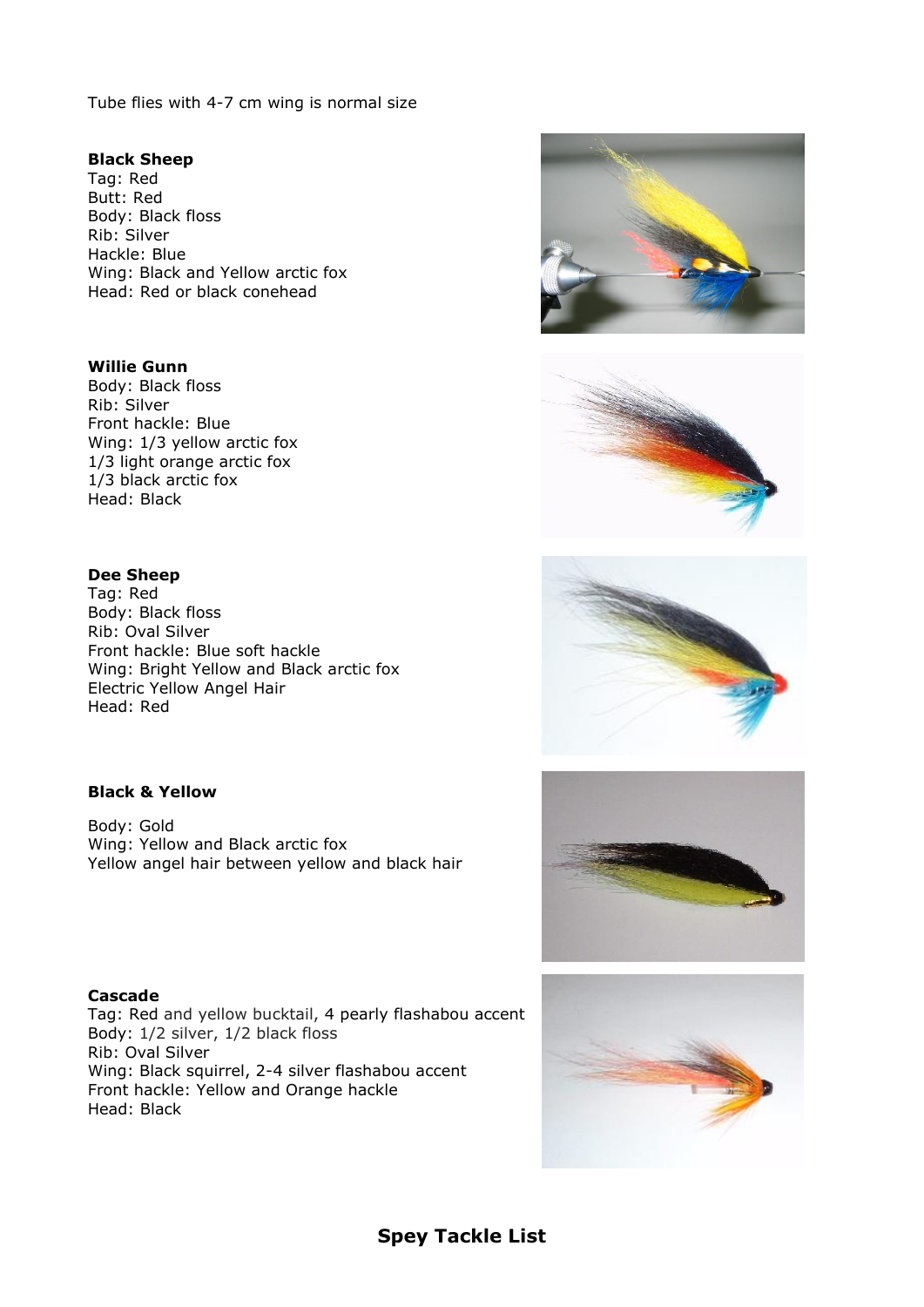Tube flies with 4-7 cm wing is normal size

**Black Sheep**
Tag: Red
Butt: Red
Body: Black floss
Rib: Silver
Hackle: Blue
Wing: Black and Yellow arctic fox
Head: Red or black conehead

**Willie Gunn**
Body: Black floss
Rib: Silver
Front hackle: Blue
Wing: 1/3 yellow arctic fox
1/3 light orange arctic fox
1/3 black arctic fox
Head: Black

**Dee Sheep**
Tag: Red
Body: Black floss
Rib: Oval Silver
Front hackle: Blue soft hackle
Wing: Bright Yellow and Black arctic fox
Electric Yellow Angel Hair
Head: Red

**Black & Yellow**

Body: Gold
Wing: Yellow and Black arctic fox
Yellow angel hair between yellow and black hair

**Cascade**
Tag: Red and yellow bucktail, 4 pearly flashabou accent
Body: 1/2 silver, 1/2 black floss
Rib: Oval Silver
Wing: Black squirrel, 2-4 silver flashabou accent
Front hackle: Yellow and Orange hackle
Head: Black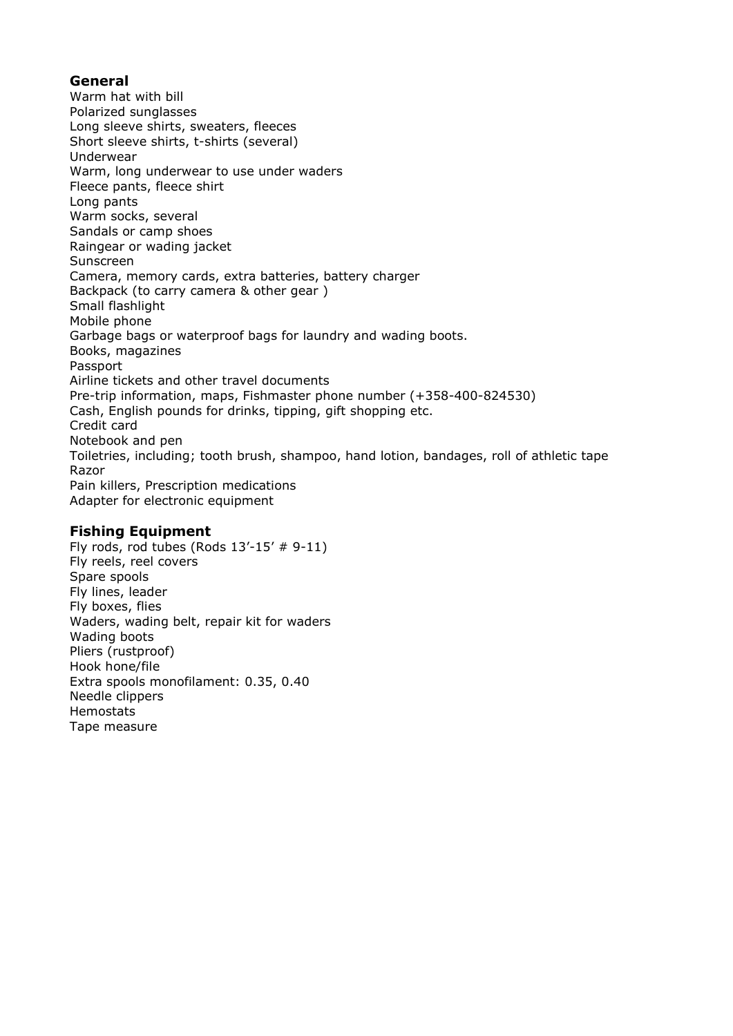## General

Warm hat with bill
Polarized sunglasses
Long sleeve shirts, sweaters, fleeces
Short sleeve shirts, t-shirts (several)
Underwear
Warm, long underwear to use under waders
Fleece pants, fleece shirt
Long pants
Warm socks, several
Sandals or camp shoes
Raingear or wading jacket
Sunscreen
Camera, memory cards, extra batteries, battery charger
Backpack (to carry camera & other gear )
Small flashlight
Mobile phone
Garbage bags or waterproof bags for laundry and wading boots.
Books, magazines
Passport
Airline tickets and other travel documents
Pre-trip information, maps, Fishmaster phone number (+358-400-824530)
Cash, English pounds for drinks, tipping, gift shopping etc.
Credit card
Notebook and pen
Toiletries, including; tooth brush, shampoo, hand lotion, bandages, roll of athletic tape
Razor
Pain killers, Prescription medications
Adapter for electronic equipment

## Fishing Equipment

Fly rods, rod tubes (Rods 13'-15' # 9-11)
Fly reels, reel covers
Spare spools
Fly lines, leader
Fly boxes, flies
Waders, wading belt, repair kit for waders
Wading boots
Pliers (rustproof)
Hook hone/file
Extra spools monofilament: 0.35, 0.40
Needle clippers
Hemostats
Tape measure